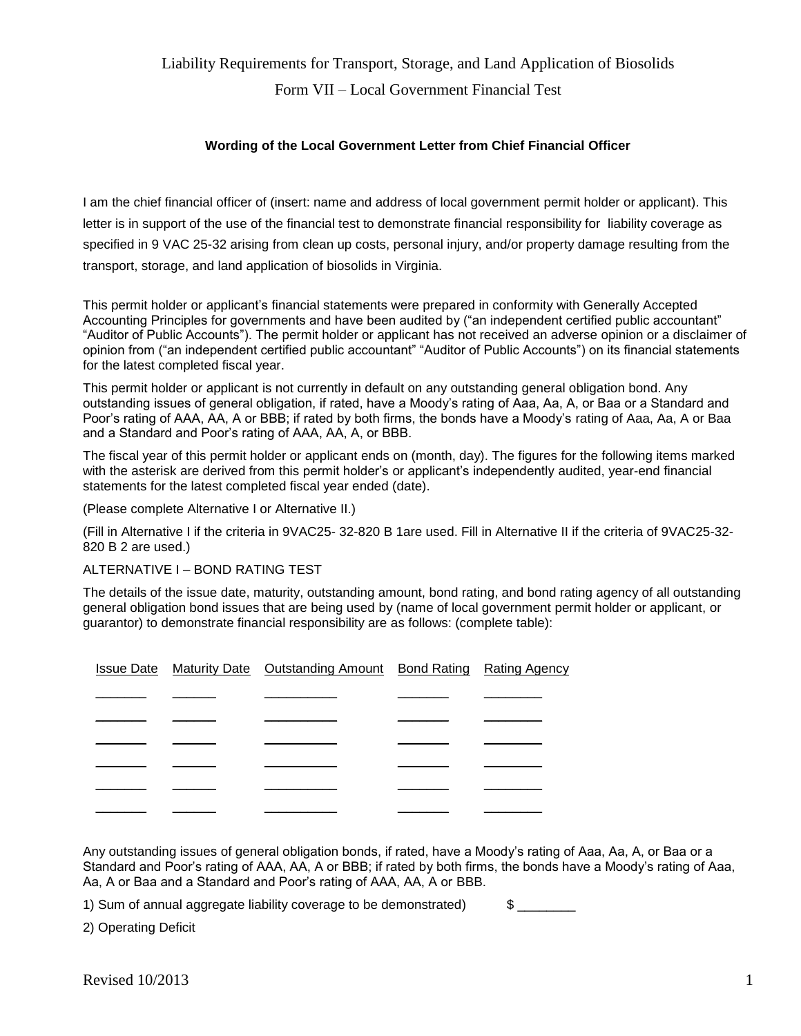# Liability Requirements for Transport, Storage, and Land Application of Biosolids

## Form VII – Local Government Financial Test

**Wording of the Local Government Letter from Chief Financial Officer**

I am the chief financial officer of (insert: name and address of local government permit holder or applicant). This letter is in support of the use of the financial test to demonstrate financial responsibility for liability coverage as specified in 9 VAC 25-32 arising from clean up costs, personal injury, and/or property damage resulting from the transport, storage, and land application of biosolids in Virginia.

This permit holder or applicant's financial statements were prepared in conformity with Generally Accepted Accounting Principles for governments and have been audited by ("an independent certified public accountant" "Auditor of Public Accounts"). The permit holder or applicant has not received an adverse opinion or a disclaimer of opinion from ("an independent certified public accountant" "Auditor of Public Accounts") on its financial statements for the latest completed fiscal year.

This permit holder or applicant is not currently in default on any outstanding general obligation bond. Any outstanding issues of general obligation, if rated, have a Moody's rating of Aaa, Aa, A, or Baa or a Standard and Poor's rating of AAA, AA, A or BBB; if rated by both firms, the bonds have a Moody's rating of Aaa, Aa, A or Baa and a Standard and Poor's rating of AAA, AA, A, or BBB.

The fiscal year of this permit holder or applicant ends on (month, day). The figures for the following items marked with the asterisk are derived from this permit holder's or applicant's independently audited, year-end financial statements for the latest completed fiscal year ended (date).

(Please complete Alternative I or Alternative II.)

(Fill in Alternative I if the criteria in 9VAC25- 32-820 B 1are used. Fill in Alternative II if the criteria of 9VAC25-32-820 B 2 are used.)

ALTERNATIVE I – BOND RATING TEST

The details of the issue date, maturity, outstanding amount, bond rating, and bond rating agency of all outstanding general obligation bond issues that are being used by (name of local government permit holder or applicant, or guarantor) to demonstrate financial responsibility are as follows: (complete table):

| Issue Date | Maturity Date | Outstanding Amount | Bond Rating | Rating Agency |
|---|---|---|---|---|
| _______ | ______ | __________ | _______ | ________ |
| _______ | ______ | __________ | _______ | ________ |
| _______ | ______ | __________ | _______ | ________ |
| _______ | ______ | __________ | _______ | ________ |
| _______ | ______ | __________ | _______ | ________ |
| _______ | ______ | __________ | _______ | ________ |

Any outstanding issues of general obligation bonds, if rated, have a Moody's rating of Aaa, Aa, A, or Baa or a Standard and Poor's rating of AAA, AA, A or BBB; if rated by both firms, the bonds have a Moody's rating of Aaa, Aa, A or Baa and a Standard and Poor's rating of AAA, AA, A or BBB.

1) Sum of annual aggregate liability coverage to be demonstrated) $ ________

2) Operating Deficit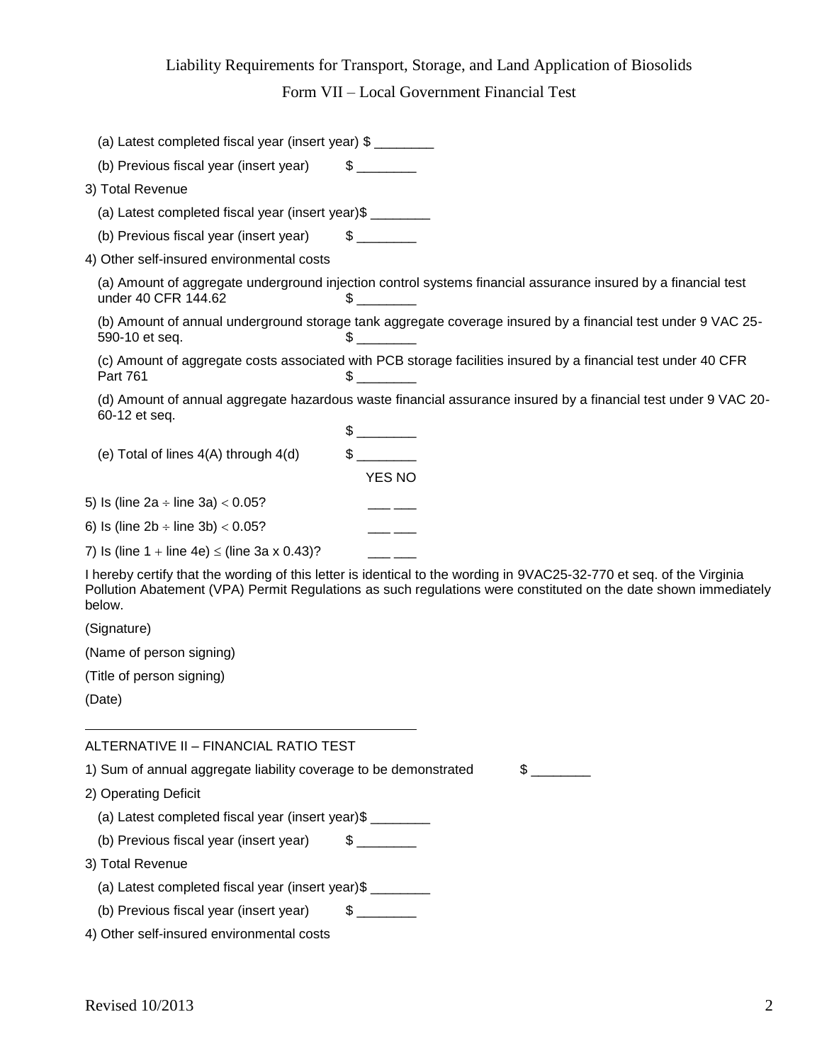(a) Latest completed fiscal year (insert year) $ ________

(b) Previous fiscal year (insert year) $ ________

3) Total Revenue

(a) Latest completed fiscal year (insert year)$ ________

(b) Previous fiscal year (insert year) $ ________

4) Other self-insured environmental costs

(a) Amount of aggregate underground injection control systems financial assurance insured by a financial test under 40 CFR 144.62 $ ________

(b) Amount of annual underground storage tank aggregate coverage insured by a financial test under 9 VAC 25-590-10 et seq. $ ________

(c) Amount of aggregate costs associated with PCB storage facilities insured by a financial test under 40 CFR Part 761 $ ________

(d) Amount of annual aggregate hazardous waste financial assurance insured by a financial test under 9 VAC 20-60-12 et seq.

$ ________

(e) Total of lines 4(A) through 4(d) $ ________

| | YES | NO |
|---|---|---|
| 5) Is (line 2a ÷ line 3a) < 0.05? | ___ | ___ |
| 6) Is (line 2b ÷ line 3b) < 0.05? | ___ | ___ |
| 7) Is (line 1 + line 4e) ≤ (line 3a x 0.43)? | ___ | ___ |

I hereby certify that the wording of this letter is identical to the wording in 9VAC25-32-770 et seq. of the Virginia Pollution Abatement (VPA) Permit Regulations as such regulations were constituted on the date shown immediately below.

(Signature)

(Name of person signing)

(Title of person signing)

(Date)

---

ALTERNATIVE II – FINANCIAL RATIO TEST

1) Sum of annual aggregate liability coverage to be demonstrated $ ________

2) Operating Deficit

(a) Latest completed fiscal year (insert year)$ ________

(b) Previous fiscal year (insert year) $ ________

3) Total Revenue

(a) Latest completed fiscal year (insert year)$ ________

(b) Previous fiscal year (insert year) $ ________

4) Other self-insured environmental costs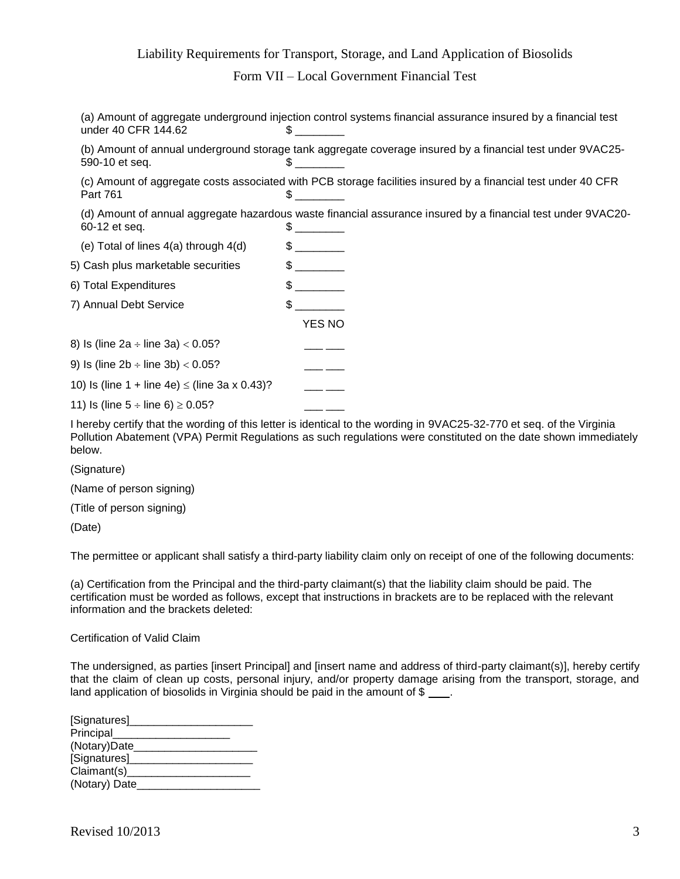Liability Requirements for Transport, Storage, and Land Application of Biosolids

Form VII – Local Government Financial Test

(a) Amount of aggregate underground injection control systems financial assurance insured by a financial test under 40 CFR 144.62 $ ________

(b) Amount of annual underground storage tank aggregate coverage insured by a financial test under 9VAC25-590-10 et seq. $ ________

(c) Amount of aggregate costs associated with PCB storage facilities insured by a financial test under 40 CFR Part 761 $ ________

(d) Amount of annual aggregate hazardous waste financial assurance insured by a financial test under 9VAC20-60-12 et seq. $ ________

(e) Total of lines 4(a) through 4(d) $ ________

5) Cash plus marketable securities $ ________

6) Total Expenditures $ ________

7) Annual Debt Service $ ________

| | YES | NO |
|---|---|---|
| 8) Is (line 2a ÷ line 3a) < 0.05? | ___ | ___ |
| 9) Is (line 2b ÷ line 3b) < 0.05? | ___ | ___ |
| 10) Is (line 1 + line 4e) ≤ (line 3a x 0.43)? | ___ | ___ |
| 11) Is (line 5 ÷ line 6) ≥ 0.05? | ___ | ___ |

I hereby certify that the wording of this letter is identical to the wording in 9VAC25-32-770 et seq. of the Virginia Pollution Abatement (VPA) Permit Regulations as such regulations were constituted on the date shown immediately below.

(Signature)

(Name of person signing)

(Title of person signing)

(Date)

The permittee or applicant shall satisfy a third-party liability claim only on receipt of one of the following documents:

(a) Certification from the Principal and the third-party claimant(s) that the liability claim should be paid. The certification must be worded as follows, except that instructions in brackets are to be replaced with the relevant information and the brackets deleted:

Certification of Valid Claim

The undersigned, as parties [insert Principal] and [insert name and address of third-party claimant(s)], hereby certify that the claim of clean up costs, personal injury, and/or property damage arising from the transport, storage, and land application of biosolids in Virginia should be paid in the amount of $ ____.

[Signatures]____________________
Principal___________________
(Notary)Date____________________
[Signatures]____________________
Claimant(s)____________________
(Notary) Date____________________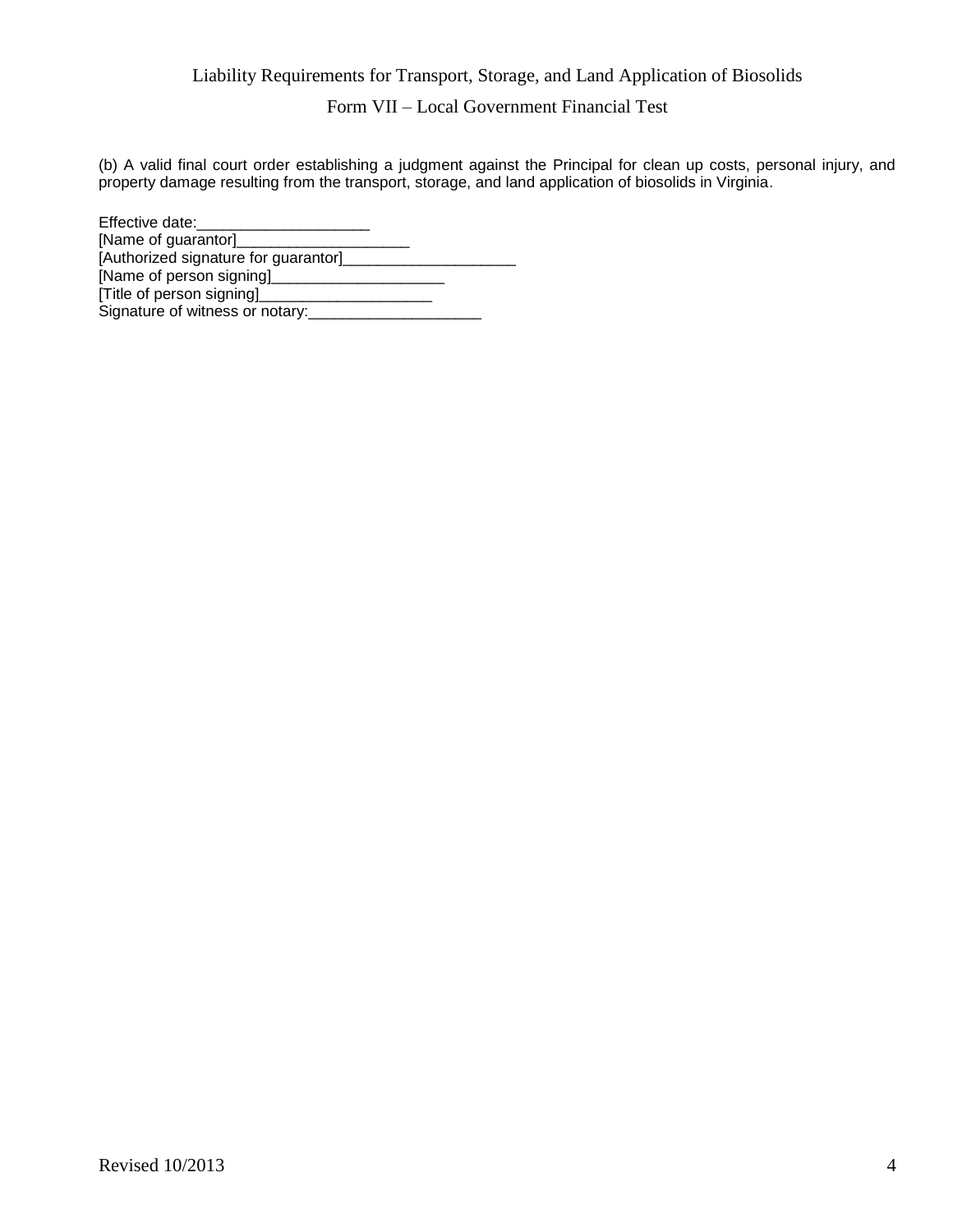(b) A valid final court order establishing a judgment against the Principal for clean up costs, personal injury, and property damage resulting from the transport, storage, and land application of biosolids in Virginia.

Effective date:____________________
[Name of guarantor]____________________
[Authorized signature for guarantor]____________________
[Name of person signing]____________________
[Title of person signing]____________________
Signature of witness or notary:____________________